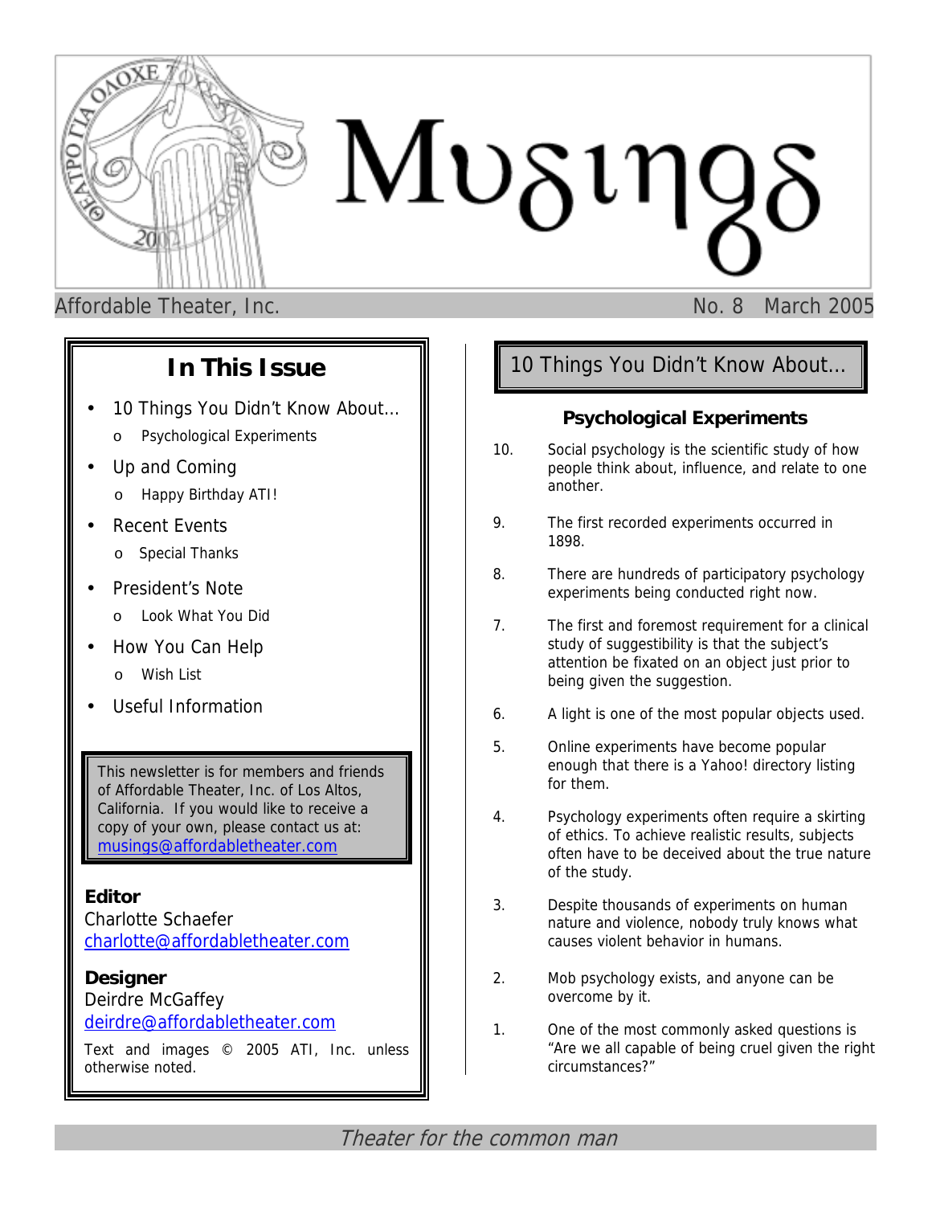# Musings

Affordable Theater, Inc. No. 8 March 2005

## In This Issue

- 10 Things You Didn't Know About…
  - Psychological Experiments
- Up and Coming
  - Happy Birthday ATI!
- Recent Events
  - Special Thanks
- President's Note
  - Look What You Did
- How You Can Help
  - Wish List
- Useful Information

This newsletter is for members and friends of Affordable Theater, Inc. of Los Altos, California. If you would like to receive a copy of your own, please contact us at: musings@affordabletheater.com

**Editor**
Charlotte Schaefer
charlotte@affordabletheater.com

**Designer**
Deirdre McGaffey
deirdre@affordabletheater.com

Text and images © 2005 ATI, Inc. unless otherwise noted.

## 10 Things You Didn't Know About…

### Psychological Experiments

10. Social psychology is the scientific study of how people think about, influence, and relate to one another.

9. The first recorded experiments occurred in 1898.

8. There are hundreds of participatory psychology experiments being conducted right now.

7. The first and foremost requirement for a clinical study of suggestibility is that the subject's attention be fixated on an object just prior to being given the suggestion.

6. A light is one of the most popular objects used.

5. Online experiments have become popular enough that there is a Yahoo! directory listing for them.

4. Psychology experiments often require a skirting of ethics. To achieve realistic results, subjects often have to be deceived about the true nature of the study.

3. Despite thousands of experiments on human nature and violence, nobody truly knows what causes violent behavior in humans.

2. Mob psychology exists, and anyone can be overcome by it.

1. One of the most commonly asked questions is "Are we all capable of being cruel given the right circumstances?"

*Theater for the common man*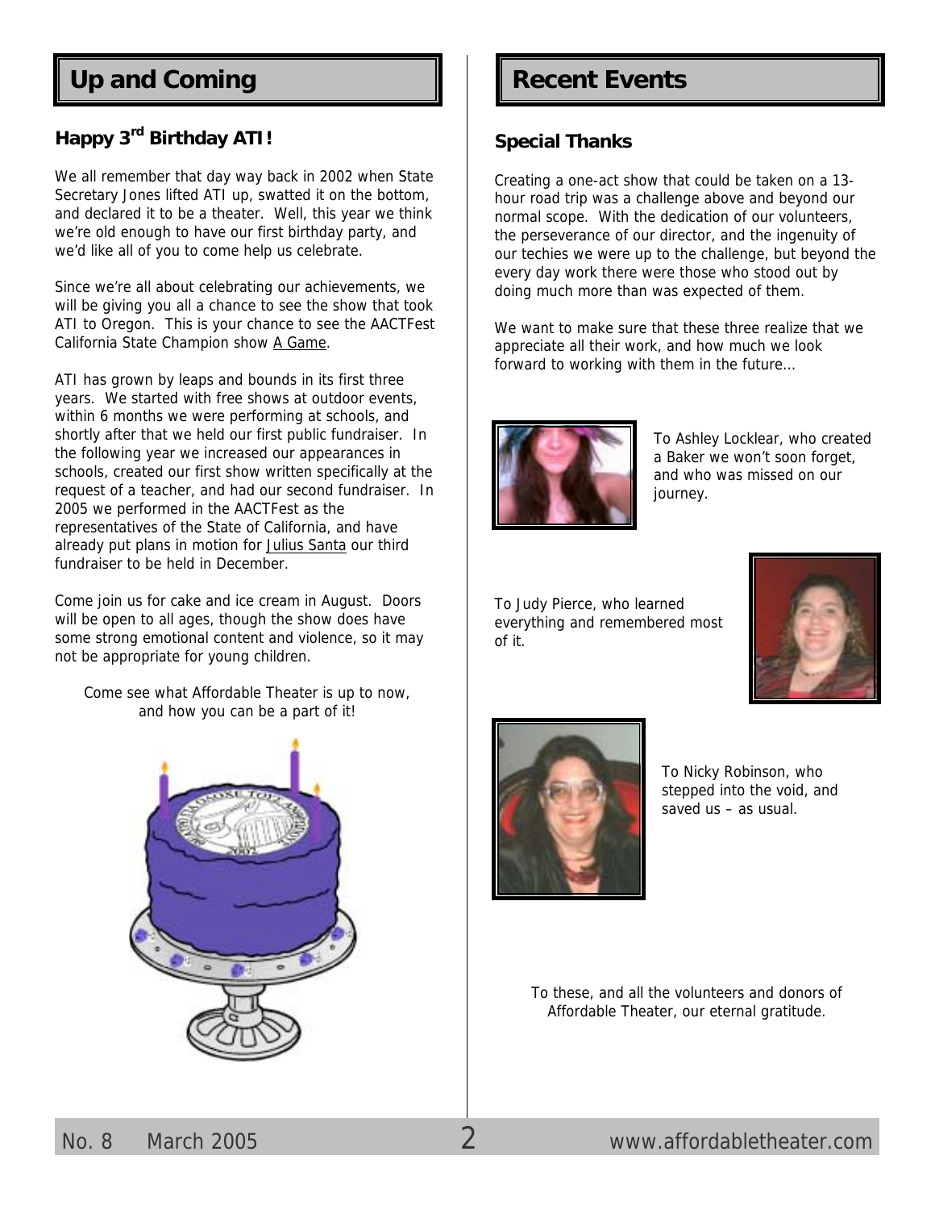## Up and Coming

### Happy 3rd Birthday ATI!

We all remember that day way back in 2002 when State Secretary Jones lifted ATI up, swatted it on the bottom, and declared it to be a theater. Well, this year we think we're old enough to have our first birthday party, and we'd like all of you to come help us celebrate.

Since we're all about celebrating our achievements, we will be giving you all a chance to see the show that took ATI to Oregon. This is your chance to see the AACTFest California State Champion show A Game.

ATI has grown by leaps and bounds in its first three years. We started with free shows at outdoor events, within 6 months we were performing at schools, and shortly after that we held our first public fundraiser. In the following year we increased our appearances in schools, created our first show written specifically at the request of a teacher, and had our second fundraiser. In 2005 we performed in the AACTFest as the representatives of the State of California, and have already put plans in motion for Julius Santa our third fundraiser to be held in December.

Come join us for cake and ice cream in August. Doors will be open to all ages, though the show does have some strong emotional content and violence, so it may not be appropriate for young children.

Come see what Affordable Theater is up to now, and how you can be a part of it!

## Recent Events

### Special Thanks

Creating a one-act show that could be taken on a 13-hour road trip was a challenge above and beyond our normal scope. With the dedication of our volunteers, the perseverance of our director, and the ingenuity of our techies we were up to the challenge, but beyond the every day work there were those who stood out by doing much more than was expected of them.

We want to make sure that these three realize that we appreciate all their work, and how much we look forward to working with them in the future…

To Ashley Locklear, who created a Baker we won't soon forget, and who was missed on our journey.

To Judy Pierce, who learned everything and remembered most of it.

To Nicky Robinson, who stepped into the void, and saved us – as usual.

To these, and all the volunteers and donors of Affordable Theater, our eternal gratitude.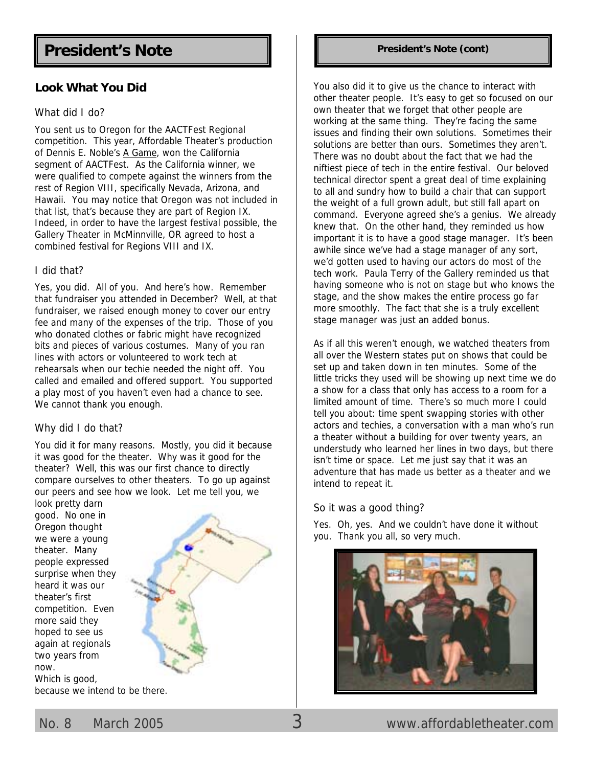# President's Note

## Look What You Did

### What did I do?

You sent us to Oregon for the AACTFest Regional competition. This year, Affordable Theater's production of Dennis E. Noble's A Game, won the California segment of AACTFest. As the California winner, we were qualified to compete against the winners from the rest of Region VIII, specifically Nevada, Arizona, and Hawaii. You may notice that Oregon was not included in that list, that's because they are part of Region IX. Indeed, in order to have the largest festival possible, the Gallery Theater in McMinnville, OR agreed to host a combined festival for Regions VIII and IX.

### I did that?

Yes, you did. All of you. And here's how. Remember that fundraiser you attended in December? Well, at that fundraiser, we raised enough money to cover our entry fee and many of the expenses of the trip. Those of you who donated clothes or fabric might have recognized bits and pieces of various costumes. Many of you ran lines with actors or volunteered to work tech at rehearsals when our techie needed the night off. You called and emailed and offered support. You supported a play most of you haven't even had a chance to see. We cannot thank you enough.

### Why did I do that?

You did it for many reasons. Mostly, you did it because it was good for the theater. Why was it good for the theater? Well, this was our first chance to directly compare ourselves to other theaters. To go up against our peers and see how we look. Let me tell you, we look pretty darn good. No one in Oregon thought we were a young theater. Many people expressed surprise when they heard it was our theater's first competition. Even more said they hoped to see us again at regionals two years from now. Which is good, because we intend to be there.

You also did it to give us the chance to interact with other theater people. It's easy to get so focused on our own theater that we forget that other people are working at the same thing. They're facing the same issues and finding their own solutions. Sometimes their solutions are better than ours. Sometimes they aren't. There was no doubt about the fact that we had the niftiest piece of tech in the entire festival. Our beloved technical director spent a great deal of time explaining to all and sundry how to build a chair that can support the weight of a full grown adult, but still fall apart on command. Everyone agreed she's a genius. We already knew that. On the other hand, they reminded us how important it is to have a good stage manager. It's been awhile since we've had a stage manager of any sort, we'd gotten used to having our actors do most of the tech work. Paula Terry of the Gallery reminded us that having someone who is not on stage but who knows the stage, and the show makes the entire process go far more smoothly. The fact that she is a truly excellent stage manager was just an added bonus.

As if all this weren't enough, we watched theaters from all over the Western states put on shows that could be set up and taken down in ten minutes. Some of the little tricks they used will be showing up next time we do a show for a class that only has access to a room for a limited amount of time. There's so much more I could tell you about: time spent swapping stories with other actors and techies, a conversation with a man who's run a theater without a building for over twenty years, an understudy who learned her lines in two days, but there isn't time or space. Let me just say that it was an adventure that has made us better as a theater and we intend to repeat it.

### So it was a good thing?

Yes. Oh, yes. And we couldn't have done it without you. Thank you all, so very much.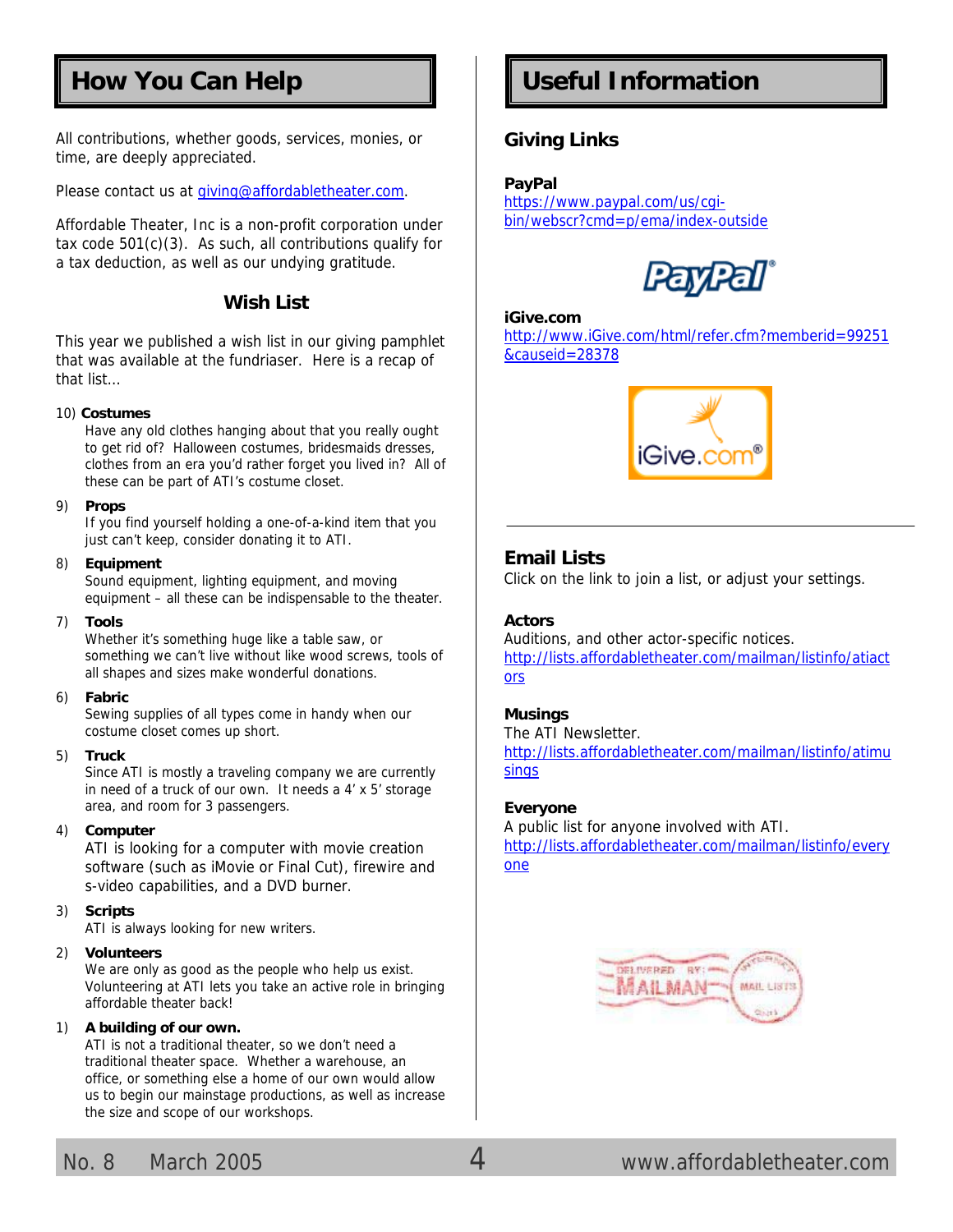# How You Can Help

All contributions, whether goods, services, monies, or time, are deeply appreciated.

Please contact us at giving@affordabletheater.com.

Affordable Theater, Inc is a non-profit corporation under tax code 501(c)(3). As such, all contributions qualify for a tax deduction, as well as our undying gratitude.

## Wish List

This year we published a wish list in our giving pamphlet that was available at the fundriaser. Here is a recap of that list…

10) **Costumes**
Have any old clothes hanging about that you really ought to get rid of? Halloween costumes, bridesmaids dresses, clothes from an era you'd rather forget you lived in? All of these can be part of ATI's costume closet.

9) **Props**
If you find yourself holding a one-of-a-kind item that you just can't keep, consider donating it to ATI.

8) **Equipment**
Sound equipment, lighting equipment, and moving equipment – all these can be indispensable to the theater.

7) **Tools**
Whether it's something huge like a table saw, or something we can't live without like wood screws, tools of all shapes and sizes make wonderful donations.

6) **Fabric**
Sewing supplies of all types come in handy when our costume closet comes up short.

5) **Truck**
Since ATI is mostly a traveling company we are currently in need of a truck of our own. It needs a 4' x 5' storage area, and room for 3 passengers.

4) **Computer**
ATI is looking for a computer with movie creation software (such as iMovie or Final Cut), firewire and s-video capabilities, and a DVD burner.

3) **Scripts**
ATI is always looking for new writers.

2) **Volunteers**
We are only as good as the people who help us exist. Volunteering at ATI lets you take an active role in bringing affordable theater back!

1) **A building of our own.**
ATI is not a traditional theater, so we don't need a traditional theater space. Whether a warehouse, an office, or something else a home of our own would allow us to begin our mainstage productions, as well as increase the size and scope of our workshops.

# Useful Information

## Giving Links

**PayPal**
https://www.paypal.com/us/cgi-bin/webscr?cmd=p/ema/index-outside

**iGive.com**
http://www.iGive.com/html/refer.cfm?memberid=99251&causeid=28378

## Email Lists

Click on the link to join a list, or adjust your settings.

**Actors**
Auditions, and other actor-specific notices.
http://lists.affordabletheater.com/mailman/listinfo/atiactors

**Musings**
The ATI Newsletter.
http://lists.affordabletheater.com/mailman/listinfo/atimusings

**Everyone**
A public list for anyone involved with ATI.
http://lists.affordabletheater.com/mailman/listinfo/everyone